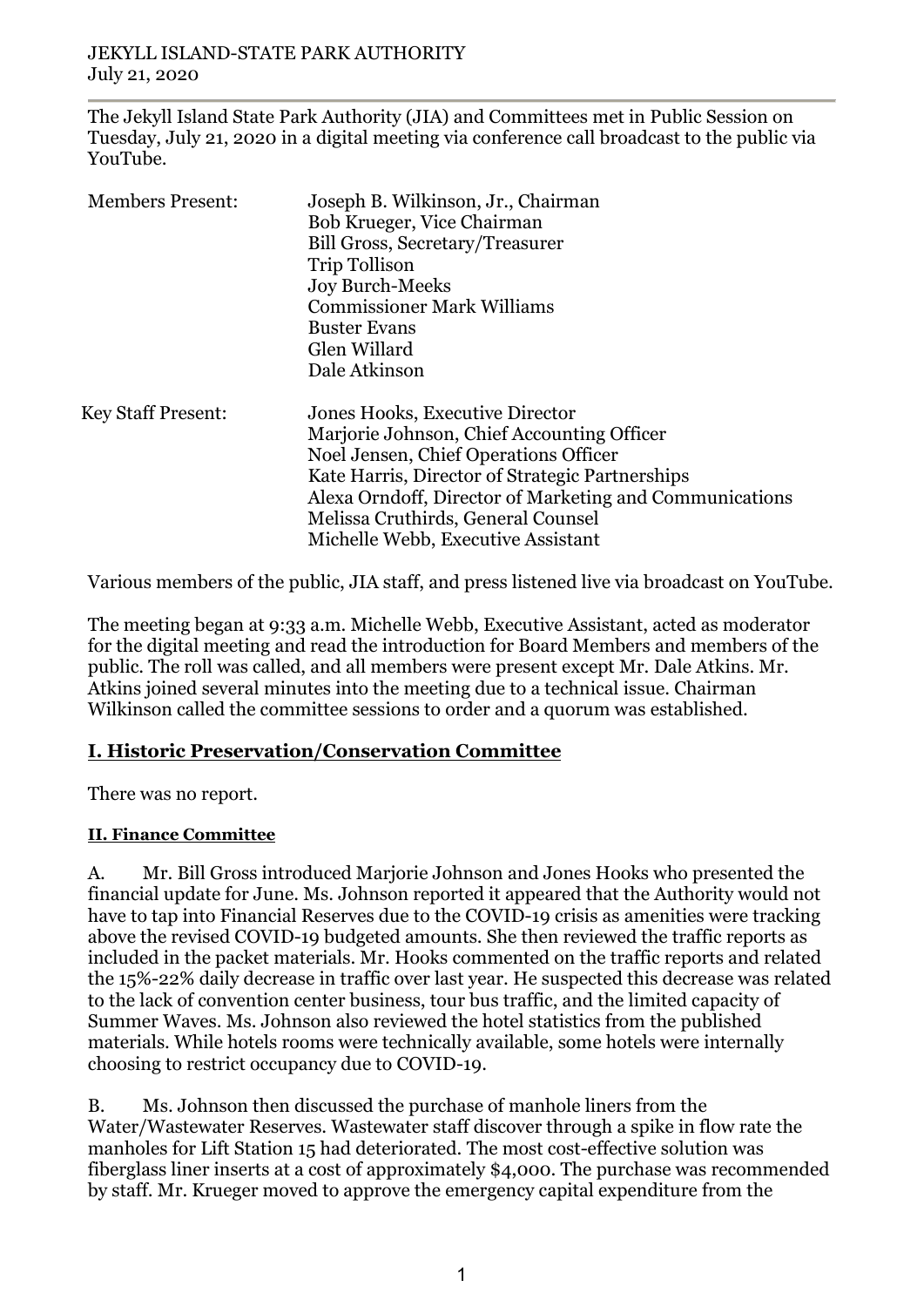JEKYLL ISLAND-STATE PARK AUTHORITY
July 21, 2020

The Jekyll Island State Park Authority (JIA) and Committees met in Public Session on Tuesday, July 21, 2020 in a digital meeting via conference call broadcast to the public via YouTube.

| Members Present: | Joseph B. Wilkinson, Jr., Chairman |
|---|---|
| | Bob Krueger, Vice Chairman |
| | Bill Gross, Secretary/Treasurer |
| | Trip Tollison |
| | Joy Burch-Meeks |
| | Commissioner Mark Williams |
| | Buster Evans |
| | Glen Willard |
| | Dale Atkinson |

| Key Staff Present: | Jones Hooks, Executive Director |
|---|---|
| | Marjorie Johnson, Chief Accounting Officer |
| | Noel Jensen, Chief Operations Officer |
| | Kate Harris, Director of Strategic Partnerships |
| | Alexa Orndoff, Director of Marketing and Communications |
| | Melissa Cruthirds, General Counsel |
| | Michelle Webb, Executive Assistant |

Various members of the public, JIA staff, and press listened live via broadcast on YouTube.

The meeting began at 9:33 a.m. Michelle Webb, Executive Assistant, acted as moderator for the digital meeting and read the introduction for Board Members and members of the public. The roll was called, and all members were present except Mr. Dale Atkins. Mr. Atkins joined several minutes into the meeting due to a technical issue. Chairman Wilkinson called the committee sessions to order and a quorum was established.

## I. Historic Preservation/Conservation Committee

There was no report.

### II. Finance Committee

A. Mr. Bill Gross introduced Marjorie Johnson and Jones Hooks who presented the financial update for June. Ms. Johnson reported it appeared that the Authority would not have to tap into Financial Reserves due to the COVID-19 crisis as amenities were tracking above the revised COVID-19 budgeted amounts. She then reviewed the traffic reports as included in the packet materials. Mr. Hooks commented on the traffic reports and related the 15%-22% daily decrease in traffic over last year. He suspected this decrease was related to the lack of convention center business, tour bus traffic, and the limited capacity of Summer Waves. Ms. Johnson also reviewed the hotel statistics from the published materials. While hotels rooms were technically available, some hotels were internally choosing to restrict occupancy due to COVID-19.

B. Ms. Johnson then discussed the purchase of manhole liners from the Water/Wastewater Reserves. Wastewater staff discover through a spike in flow rate the manholes for Lift Station 15 had deteriorated. The most cost-effective solution was fiberglass liner inserts at a cost of approximately $4,000. The purchase was recommended by staff. Mr. Krueger moved to approve the emergency capital expenditure from the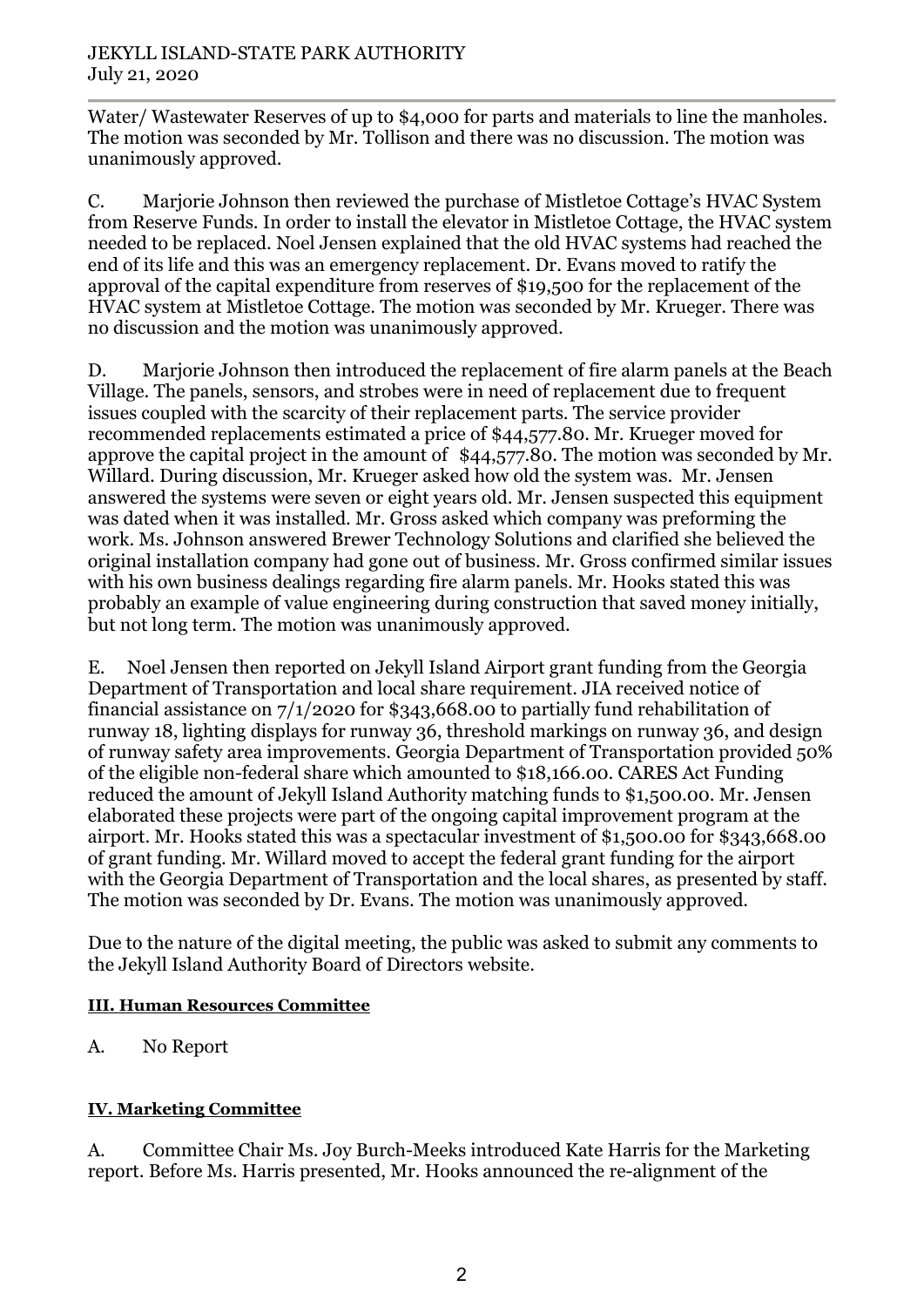Water/ Wastewater Reserves of up to $4,000 for parts and materials to line the manholes. The motion was seconded by Mr. Tollison and there was no discussion. The motion was unanimously approved.

C. Marjorie Johnson then reviewed the purchase of Mistletoe Cottage's HVAC System from Reserve Funds. In order to install the elevator in Mistletoe Cottage, the HVAC system needed to be replaced. Noel Jensen explained that the old HVAC systems had reached the end of its life and this was an emergency replacement. Dr. Evans moved to ratify the approval of the capital expenditure from reserves of $19,500 for the replacement of the HVAC system at Mistletoe Cottage. The motion was seconded by Mr. Krueger. There was no discussion and the motion was unanimously approved.

D. Marjorie Johnson then introduced the replacement of fire alarm panels at the Beach Village. The panels, sensors, and strobes were in need of replacement due to frequent issues coupled with the scarcity of their replacement parts. The service provider recommended replacements estimated a price of $44,577.80. Mr. Krueger moved for approve the capital project in the amount of $44,577.80. The motion was seconded by Mr. Willard. During discussion, Mr. Krueger asked how old the system was. Mr. Jensen answered the systems were seven or eight years old. Mr. Jensen suspected this equipment was dated when it was installed. Mr. Gross asked which company was preforming the work. Ms. Johnson answered Brewer Technology Solutions and clarified she believed the original installation company had gone out of business. Mr. Gross confirmed similar issues with his own business dealings regarding fire alarm panels. Mr. Hooks stated this was probably an example of value engineering during construction that saved money initially, but not long term. The motion was unanimously approved.

E. Noel Jensen then reported on Jekyll Island Airport grant funding from the Georgia Department of Transportation and local share requirement. JIA received notice of financial assistance on 7/1/2020 for $343,668.00 to partially fund rehabilitation of runway 18, lighting displays for runway 36, threshold markings on runway 36, and design of runway safety area improvements. Georgia Department of Transportation provided 50% of the eligible non-federal share which amounted to $18,166.00. CARES Act Funding reduced the amount of Jekyll Island Authority matching funds to $1,500.00. Mr. Jensen elaborated these projects were part of the ongoing capital improvement program at the airport. Mr. Hooks stated this was a spectacular investment of $1,500.00 for $343,668.00 of grant funding. Mr. Willard moved to accept the federal grant funding for the airport with the Georgia Department of Transportation and the local shares, as presented by staff. The motion was seconded by Dr. Evans. The motion was unanimously approved.

Due to the nature of the digital meeting, the public was asked to submit any comments to the Jekyll Island Authority Board of Directors website.

**III. Human Resources Committee**

A. No Report

**IV. Marketing Committee**

A. Committee Chair Ms. Joy Burch-Meeks introduced Kate Harris for the Marketing report. Before Ms. Harris presented, Mr. Hooks announced the re-alignment of the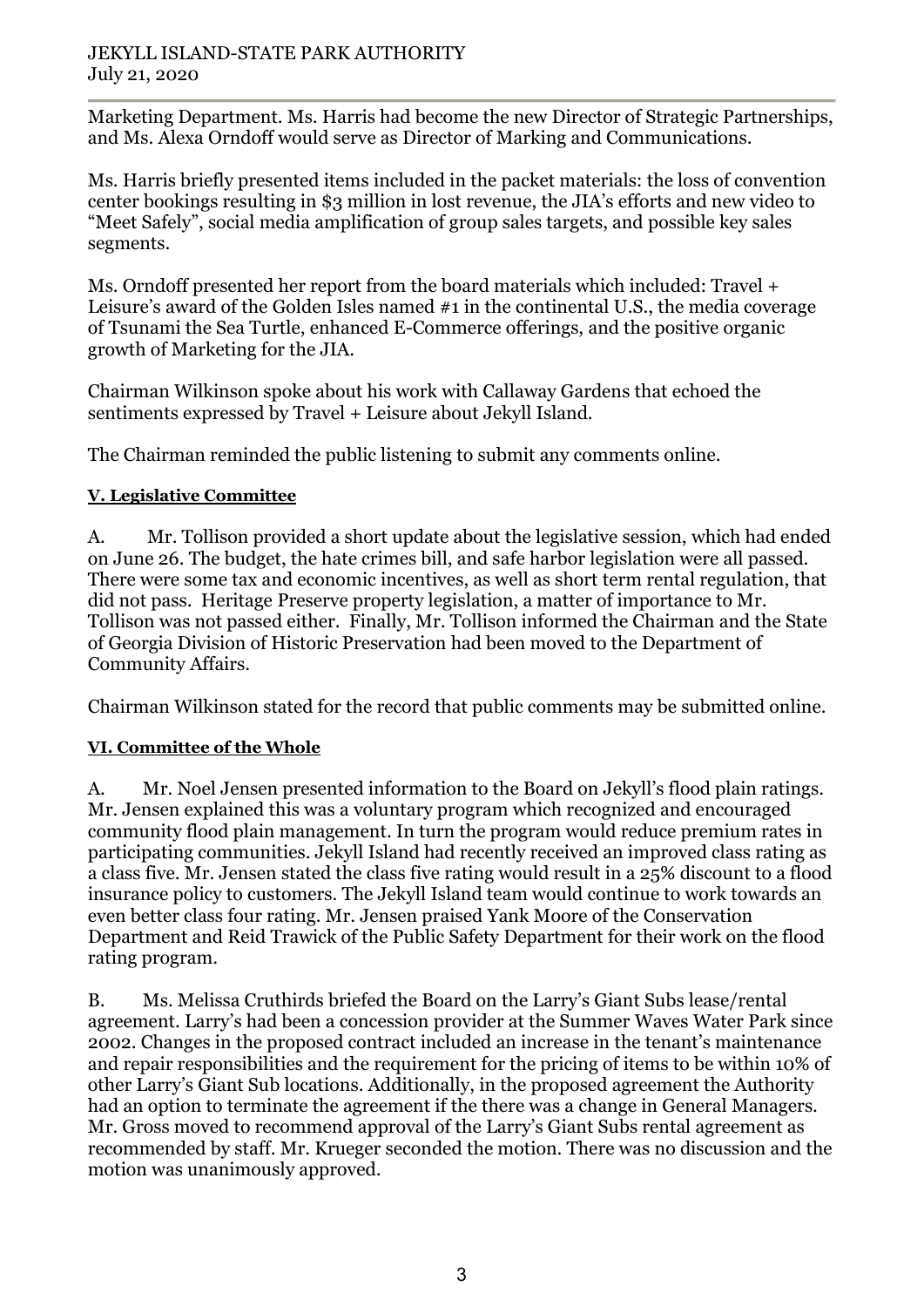Marketing Department. Ms. Harris had become the new Director of Strategic Partnerships, and Ms. Alexa Orndoff would serve as Director of Marking and Communications.

Ms. Harris briefly presented items included in the packet materials: the loss of convention center bookings resulting in $3 million in lost revenue, the JIA's efforts and new video to "Meet Safely", social media amplification of group sales targets, and possible key sales segments.

Ms. Orndoff presented her report from the board materials which included: Travel + Leisure's award of the Golden Isles named #1 in the continental U.S., the media coverage of Tsunami the Sea Turtle, enhanced E-Commerce offerings, and the positive organic growth of Marketing for the JIA.

Chairman Wilkinson spoke about his work with Callaway Gardens that echoed the sentiments expressed by Travel + Leisure about Jekyll Island.

The Chairman reminded the public listening to submit any comments online.

## V. Legislative Committee

A. Mr. Tollison provided a short update about the legislative session, which had ended on June 26. The budget, the hate crimes bill, and safe harbor legislation were all passed. There were some tax and economic incentives, as well as short term rental regulation, that did not pass. Heritage Preserve property legislation, a matter of importance to Mr. Tollison was not passed either. Finally, Mr. Tollison informed the Chairman and the State of Georgia Division of Historic Preservation had been moved to the Department of Community Affairs.

Chairman Wilkinson stated for the record that public comments may be submitted online.

## VI. Committee of the Whole

A. Mr. Noel Jensen presented information to the Board on Jekyll's flood plain ratings. Mr. Jensen explained this was a voluntary program which recognized and encouraged community flood plain management. In turn the program would reduce premium rates in participating communities. Jekyll Island had recently received an improved class rating as a class five. Mr. Jensen stated the class five rating would result in a 25% discount to a flood insurance policy to customers. The Jekyll Island team would continue to work towards an even better class four rating. Mr. Jensen praised Yank Moore of the Conservation Department and Reid Trawick of the Public Safety Department for their work on the flood rating program.

B. Ms. Melissa Cruthirds briefed the Board on the Larry's Giant Subs lease/rental agreement. Larry's had been a concession provider at the Summer Waves Water Park since 2002. Changes in the proposed contract included an increase in the tenant's maintenance and repair responsibilities and the requirement for the pricing of items to be within 10% of other Larry's Giant Sub locations. Additionally, in the proposed agreement the Authority had an option to terminate the agreement if the there was a change in General Managers. Mr. Gross moved to recommend approval of the Larry's Giant Subs rental agreement as recommended by staff. Mr. Krueger seconded the motion. There was no discussion and the motion was unanimously approved.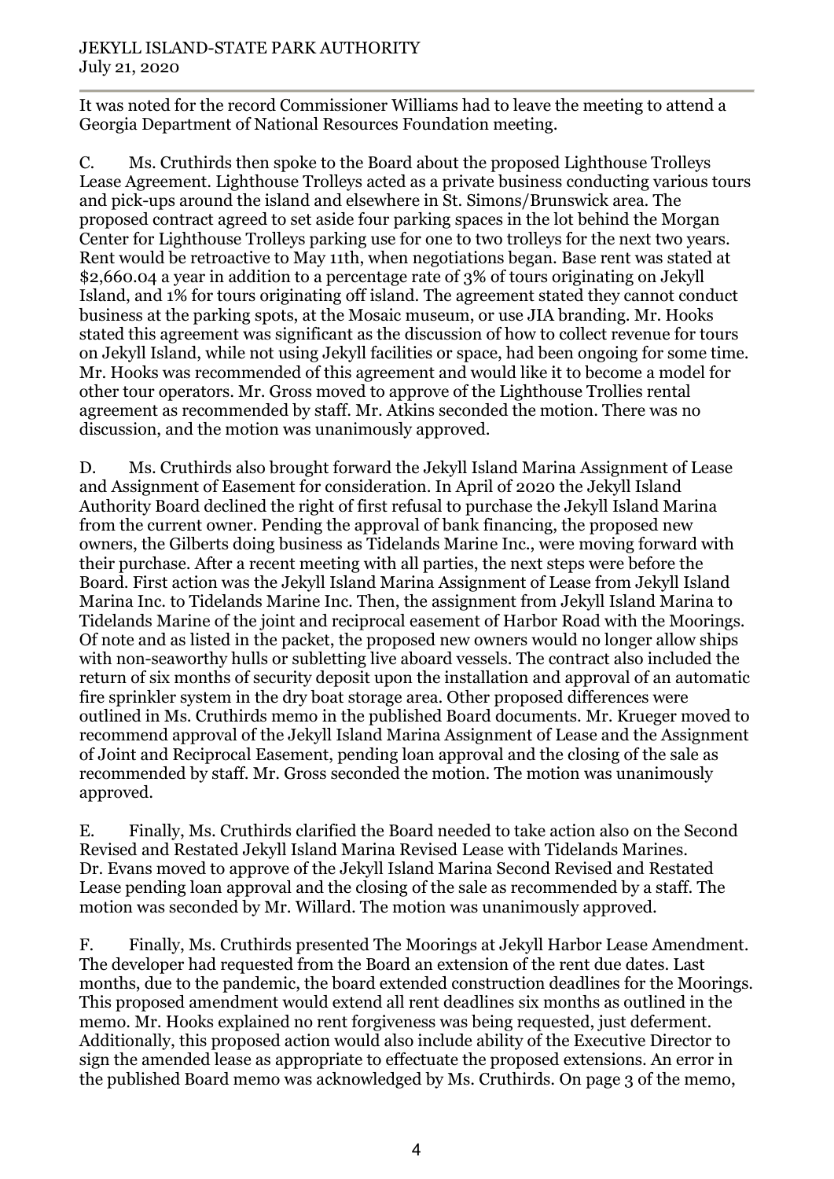It was noted for the record Commissioner Williams had to leave the meeting to attend a Georgia Department of National Resources Foundation meeting.

C. Ms. Cruthirds then spoke to the Board about the proposed Lighthouse Trolleys Lease Agreement. Lighthouse Trolleys acted as a private business conducting various tours and pick-ups around the island and elsewhere in St. Simons/Brunswick area. The proposed contract agreed to set aside four parking spaces in the lot behind the Morgan Center for Lighthouse Trolleys parking use for one to two trolleys for the next two years. Rent would be retroactive to May 11th, when negotiations began. Base rent was stated at $2,660.04 a year in addition to a percentage rate of 3% of tours originating on Jekyll Island, and 1% for tours originating off island. The agreement stated they cannot conduct business at the parking spots, at the Mosaic museum, or use JIA branding. Mr. Hooks stated this agreement was significant as the discussion of how to collect revenue for tours on Jekyll Island, while not using Jekyll facilities or space, had been ongoing for some time. Mr. Hooks was recommended of this agreement and would like it to become a model for other tour operators. Mr. Gross moved to approve of the Lighthouse Trollies rental agreement as recommended by staff. Mr. Atkins seconded the motion. There was no discussion, and the motion was unanimously approved.

D. Ms. Cruthirds also brought forward the Jekyll Island Marina Assignment of Lease and Assignment of Easement for consideration. In April of 2020 the Jekyll Island Authority Board declined the right of first refusal to purchase the Jekyll Island Marina from the current owner. Pending the approval of bank financing, the proposed new owners, the Gilberts doing business as Tidelands Marine Inc., were moving forward with their purchase. After a recent meeting with all parties, the next steps were before the Board. First action was the Jekyll Island Marina Assignment of Lease from Jekyll Island Marina Inc. to Tidelands Marine Inc. Then, the assignment from Jekyll Island Marina to Tidelands Marine of the joint and reciprocal easement of Harbor Road with the Moorings. Of note and as listed in the packet, the proposed new owners would no longer allow ships with non-seaworthy hulls or subletting live aboard vessels. The contract also included the return of six months of security deposit upon the installation and approval of an automatic fire sprinkler system in the dry boat storage area. Other proposed differences were outlined in Ms. Cruthirds memo in the published Board documents. Mr. Krueger moved to recommend approval of the Jekyll Island Marina Assignment of Lease and the Assignment of Joint and Reciprocal Easement, pending loan approval and the closing of the sale as recommended by staff. Mr. Gross seconded the motion. The motion was unanimously approved.

E. Finally, Ms. Cruthirds clarified the Board needed to take action also on the Second Revised and Restated Jekyll Island Marina Revised Lease with Tidelands Marines. Dr. Evans moved to approve of the Jekyll Island Marina Second Revised and Restated Lease pending loan approval and the closing of the sale as recommended by a staff. The motion was seconded by Mr. Willard. The motion was unanimously approved.

F. Finally, Ms. Cruthirds presented The Moorings at Jekyll Harbor Lease Amendment. The developer had requested from the Board an extension of the rent due dates. Last months, due to the pandemic, the board extended construction deadlines for the Moorings. This proposed amendment would extend all rent deadlines six months as outlined in the memo. Mr. Hooks explained no rent forgiveness was being requested, just deferment. Additionally, this proposed action would also include ability of the Executive Director to sign the amended lease as appropriate to effectuate the proposed extensions. An error in the published Board memo was acknowledged by Ms. Cruthirds. On page 3 of the memo,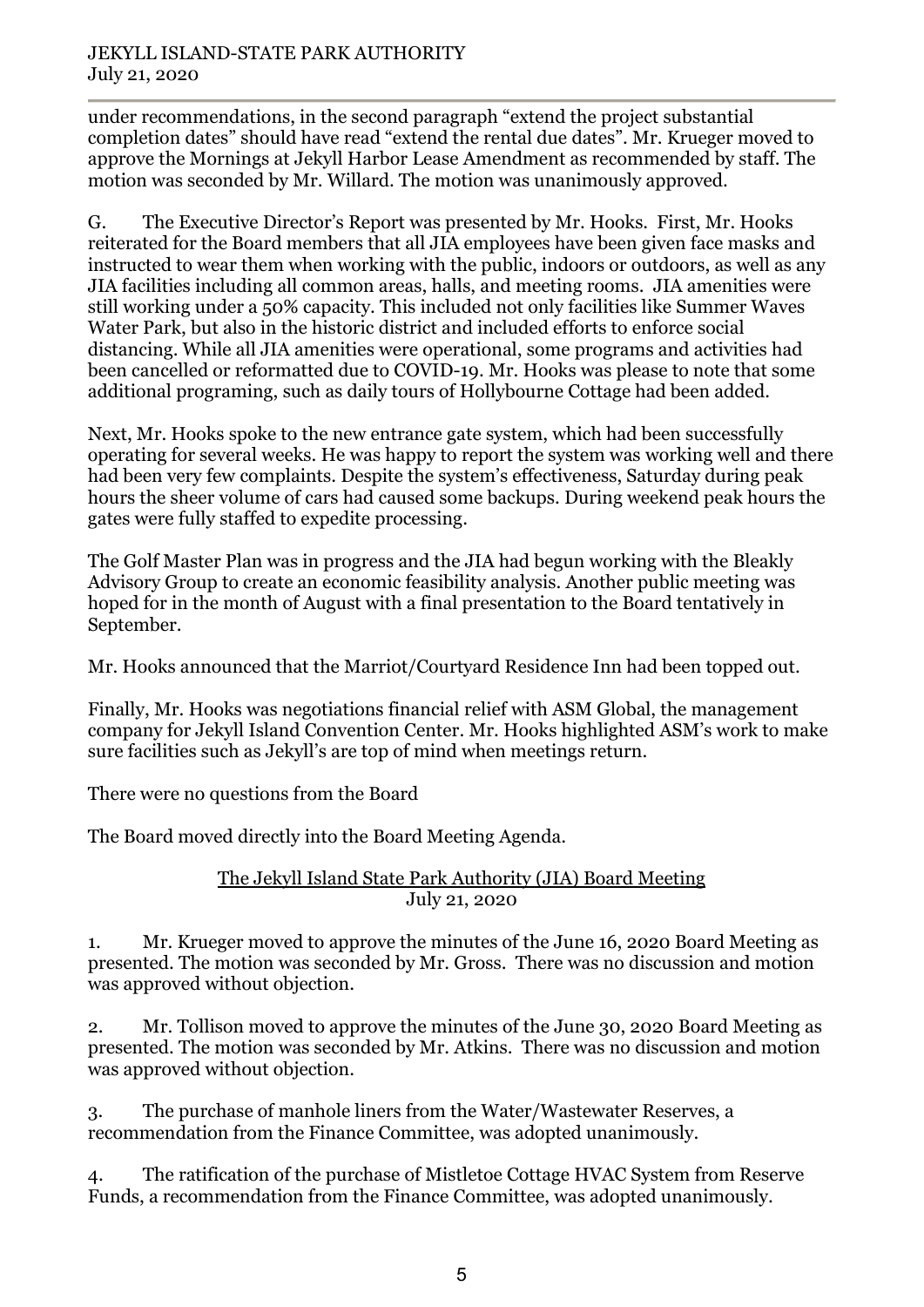under recommendations, in the second paragraph "extend the project substantial completion dates" should have read "extend the rental due dates". Mr. Krueger moved to approve the Mornings at Jekyll Harbor Lease Amendment as recommended by staff. The motion was seconded by Mr. Willard. The motion was unanimously approved.

G. The Executive Director's Report was presented by Mr. Hooks. First, Mr. Hooks reiterated for the Board members that all JIA employees have been given face masks and instructed to wear them when working with the public, indoors or outdoors, as well as any JIA facilities including all common areas, halls, and meeting rooms. JIA amenities were still working under a 50% capacity. This included not only facilities like Summer Waves Water Park, but also in the historic district and included efforts to enforce social distancing. While all JIA amenities were operational, some programs and activities had been cancelled or reformatted due to COVID-19. Mr. Hooks was please to note that some additional programing, such as daily tours of Hollybourne Cottage had been added.

Next, Mr. Hooks spoke to the new entrance gate system, which had been successfully operating for several weeks. He was happy to report the system was working well and there had been very few complaints. Despite the system's effectiveness, Saturday during peak hours the sheer volume of cars had caused some backups. During weekend peak hours the gates were fully staffed to expedite processing.

The Golf Master Plan was in progress and the JIA had begun working with the Bleakly Advisory Group to create an economic feasibility analysis. Another public meeting was hoped for in the month of August with a final presentation to the Board tentatively in September.

Mr. Hooks announced that the Marriot/Courtyard Residence Inn had been topped out.

Finally, Mr. Hooks was negotiations financial relief with ASM Global, the management company for Jekyll Island Convention Center. Mr. Hooks highlighted ASM's work to make sure facilities such as Jekyll's are top of mind when meetings return.

There were no questions from the Board

The Board moved directly into the Board Meeting Agenda.

<u>The Jekyll Island State Park Authority (JIA) Board Meeting</u>
July 21, 2020

1. Mr. Krueger moved to approve the minutes of the June 16, 2020 Board Meeting as presented. The motion was seconded by Mr. Gross. There was no discussion and motion was approved without objection.

2. Mr. Tollison moved to approve the minutes of the June 30, 2020 Board Meeting as presented. The motion was seconded by Mr. Atkins. There was no discussion and motion was approved without objection.

3. The purchase of manhole liners from the Water/Wastewater Reserves, a recommendation from the Finance Committee, was adopted unanimously.

4. The ratification of the purchase of Mistletoe Cottage HVAC System from Reserve Funds, a recommendation from the Finance Committee, was adopted unanimously.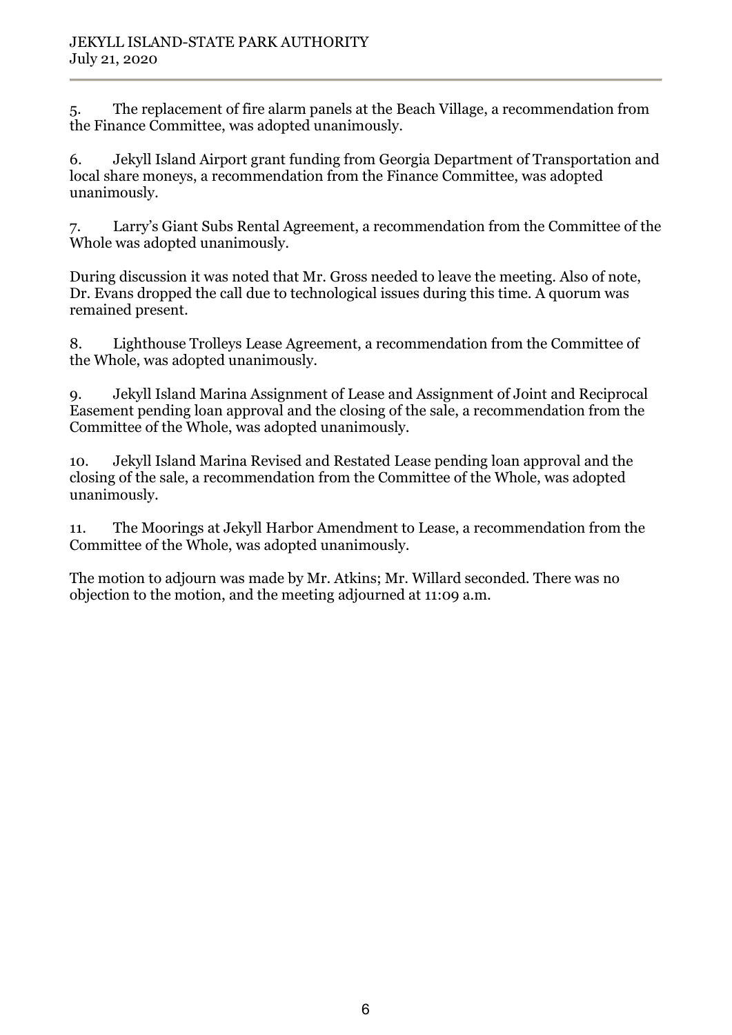5. The replacement of fire alarm panels at the Beach Village, a recommendation from the Finance Committee, was adopted unanimously.

6. Jekyll Island Airport grant funding from Georgia Department of Transportation and local share moneys, a recommendation from the Finance Committee, was adopted unanimously.

7. Larry's Giant Subs Rental Agreement, a recommendation from the Committee of the Whole was adopted unanimously.

During discussion it was noted that Mr. Gross needed to leave the meeting. Also of note, Dr. Evans dropped the call due to technological issues during this time. A quorum was remained present.

8. Lighthouse Trolleys Lease Agreement, a recommendation from the Committee of the Whole, was adopted unanimously.

9. Jekyll Island Marina Assignment of Lease and Assignment of Joint and Reciprocal Easement pending loan approval and the closing of the sale, a recommendation from the Committee of the Whole, was adopted unanimously.

10. Jekyll Island Marina Revised and Restated Lease pending loan approval and the closing of the sale, a recommendation from the Committee of the Whole, was adopted unanimously.

11. The Moorings at Jekyll Harbor Amendment to Lease, a recommendation from the Committee of the Whole, was adopted unanimously.

The motion to adjourn was made by Mr. Atkins; Mr. Willard seconded. There was no objection to the motion, and the meeting adjourned at 11:09 a.m.